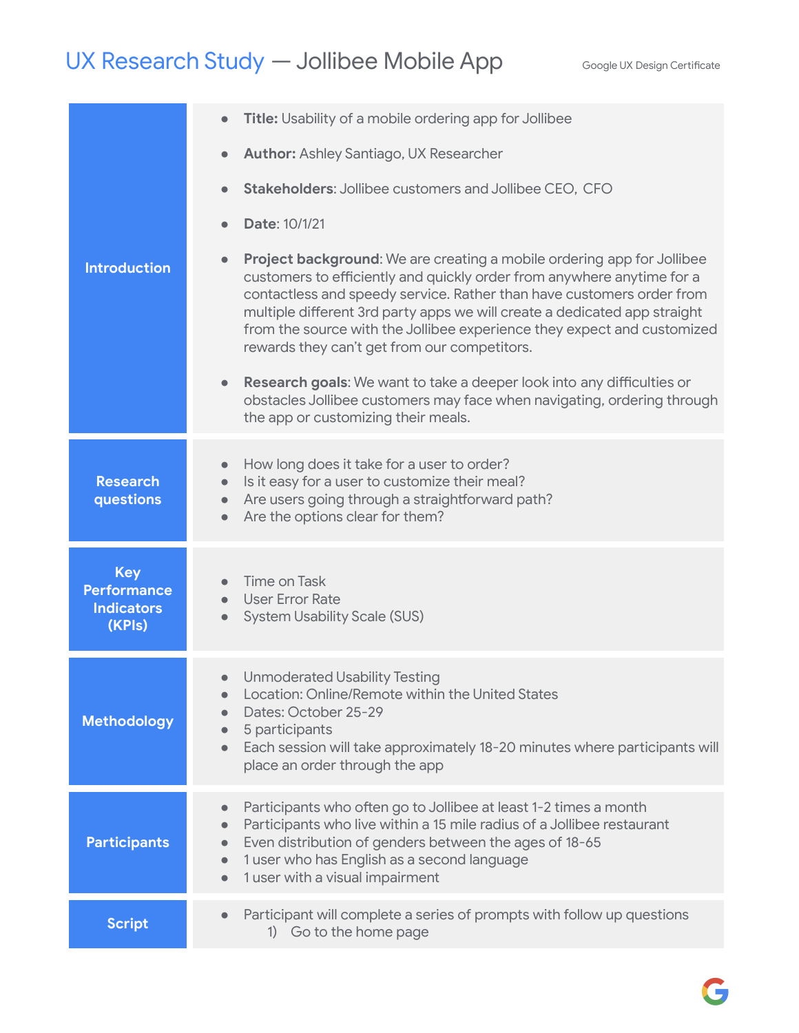# UX Research Study — Jollibee Mobile App

Google UX Design Certificate

## Introduction

- **Title:** Usability of a mobile ordering app for Jollibee
- **Author:** Ashley Santiago, UX Researcher
- **Stakeholders**: Jollibee customers and Jollibee CEO, CFO
- **Date**: 10/1/21
- **Project background**: We are creating a mobile ordering app for Jollibee customers to efficiently and quickly order from anywhere anytime for a contactless and speedy service. Rather than have customers order from multiple different 3rd party apps we will create a dedicated app straight from the source with the Jollibee experience they expect and customized rewards they can't get from our competitors.
- **Research goals**: We want to take a deeper look into any difficulties or obstacles Jollibee customers may face when navigating, ordering through the app or customizing their meals.

## Research questions

- How long does it take for a user to order?
- Is it easy for a user to customize their meal?
- Are users going through a straightforward path?
- Are the options clear for them?

## Key Performance Indicators (KPIs)

- Time on Task
- User Error Rate
- System Usability Scale (SUS)

## Methodology

- Unmoderated Usability Testing
- Location: Online/Remote within the United States
- Dates: October 25-29
- 5 participants
- Each session will take approximately 18-20 minutes where participants will place an order through the app

## Participants

- Participants who often go to Jollibee at least 1-2 times a month
- Participants who live within a 15 mile radius of a Jollibee restaurant
- Even distribution of genders between the ages of 18-65
- 1 user who has English as a second language
- 1 user with a visual impairment

## Script

- Participant will complete a series of prompts with follow up questions
  1) Go to the home page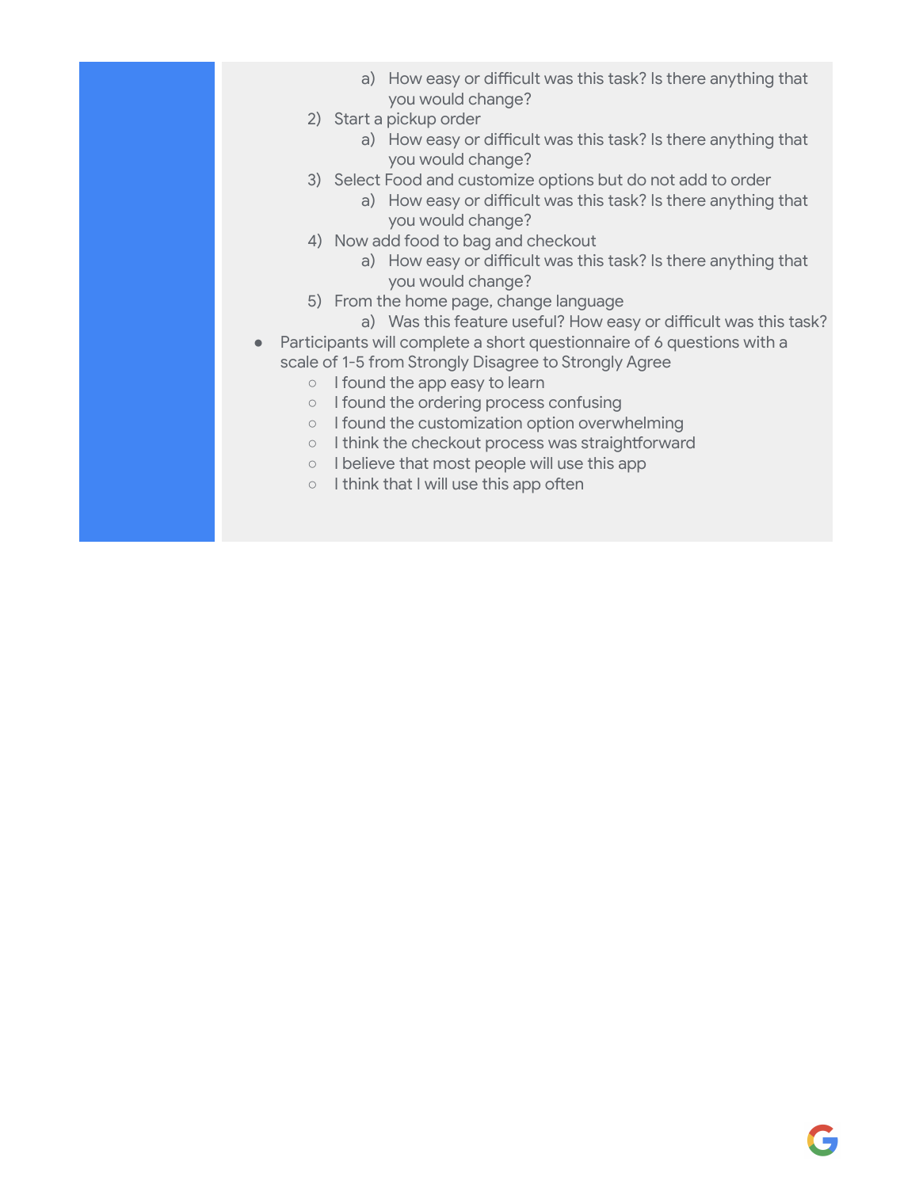- a) How easy or difficult was this task? Is there anything that you would change?

2) Start a pickup order
   - a) How easy or difficult was this task? Is there anything that you would change?
3) Select Food and customize options but do not add to order
   - a) How easy or difficult was this task? Is there anything that you would change?
4) Now add food to bag and checkout
   - a) How easy or difficult was this task? Is there anything that you would change?
5) From the home page, change language
   - a) Was this feature useful? How easy or difficult was this task?

- Participants will complete a short questionnaire of 6 questions with a scale of 1-5 from Strongly Disagree to Strongly Agree
  - I found the app easy to learn
  - I found the ordering process confusing
  - I found the customization option overwhelming
  - I think the checkout process was straightforward
  - I believe that most people will use this app
  - I think that I will use this app often